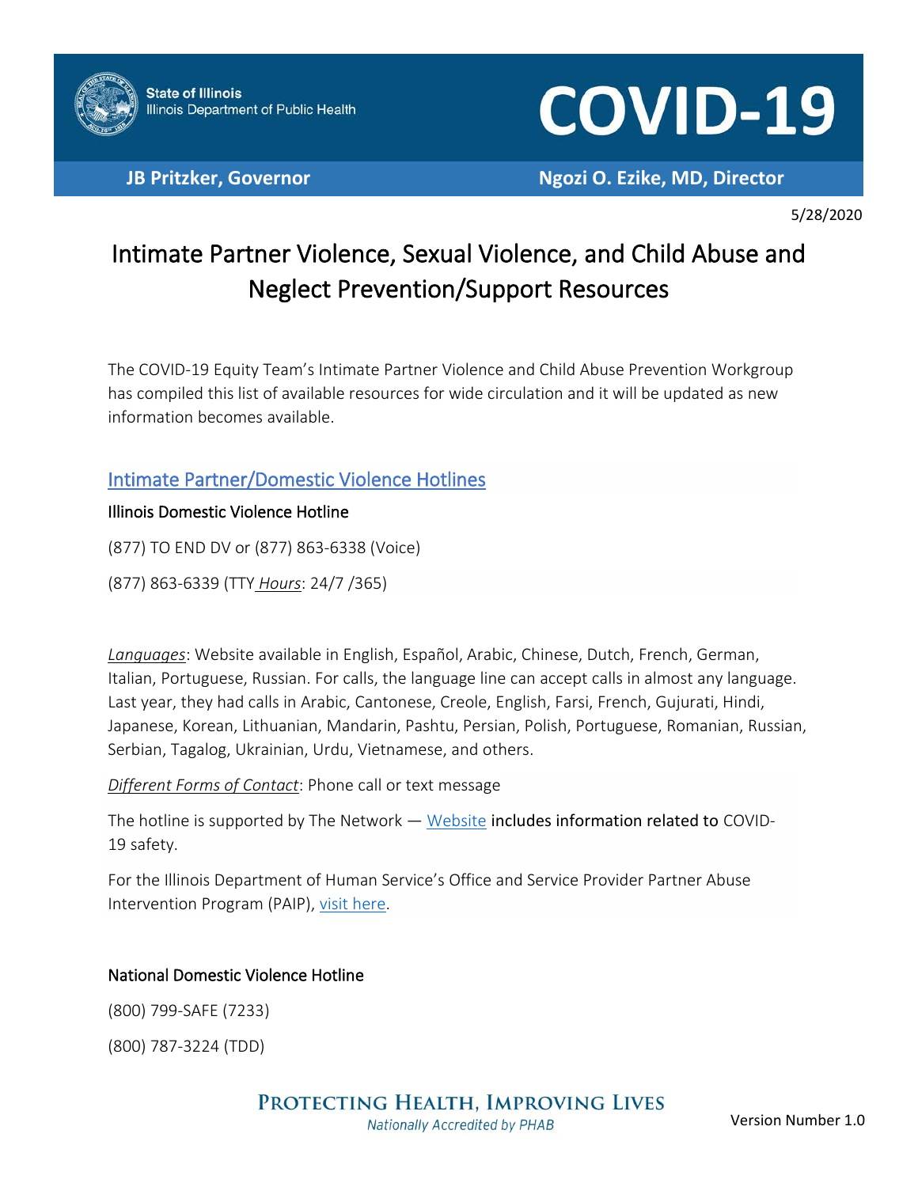State of Illinois
Illinois Department of Public Health

# COVID-19

**JB Pritzker, Governor** **Ngozi O. Ezike, MD, Director**

5/28/2020

# Intimate Partner Violence, Sexual Violence, and Child Abuse and Neglect Prevention/Support Resources

The COVID-19 Equity Team's Intimate Partner Violence and Child Abuse Prevention Workgroup has compiled this list of available resources for wide circulation and it will be updated as new information becomes available.

## Intimate Partner/Domestic Violence Hotlines

### Illinois Domestic Violence Hotline

(877) TO END DV or (877) 863-6338 (Voice)

(877) 863-6339 (TTY *Hours*: 24/7 /365)

*Languages*: Website available in English, Español, Arabic, Chinese, Dutch, French, German, Italian, Portuguese, Russian. For calls, the language line can accept calls in almost any language. Last year, they had calls in Arabic, Cantonese, Creole, English, Farsi, French, Gujurati, Hindi, Japanese, Korean, Lithuanian, Mandarin, Pashtu, Persian, Polish, Portuguese, Romanian, Russian, Serbian, Tagalog, Ukrainian, Urdu, Vietnamese, and others.

*Different Forms of Contact*: Phone call or text message

The hotline is supported by The Network — Website includes information related to COVID-19 safety.

For the Illinois Department of Human Service's Office and Service Provider Partner Abuse Intervention Program (PAIP), visit here.

### National Domestic Violence Hotline

(800) 799-SAFE (7233)

(800) 787-3224 (TDD)

PROTECTING HEALTH, IMPROVING LIVES
Nationally Accredited by PHAB

Version Number 1.0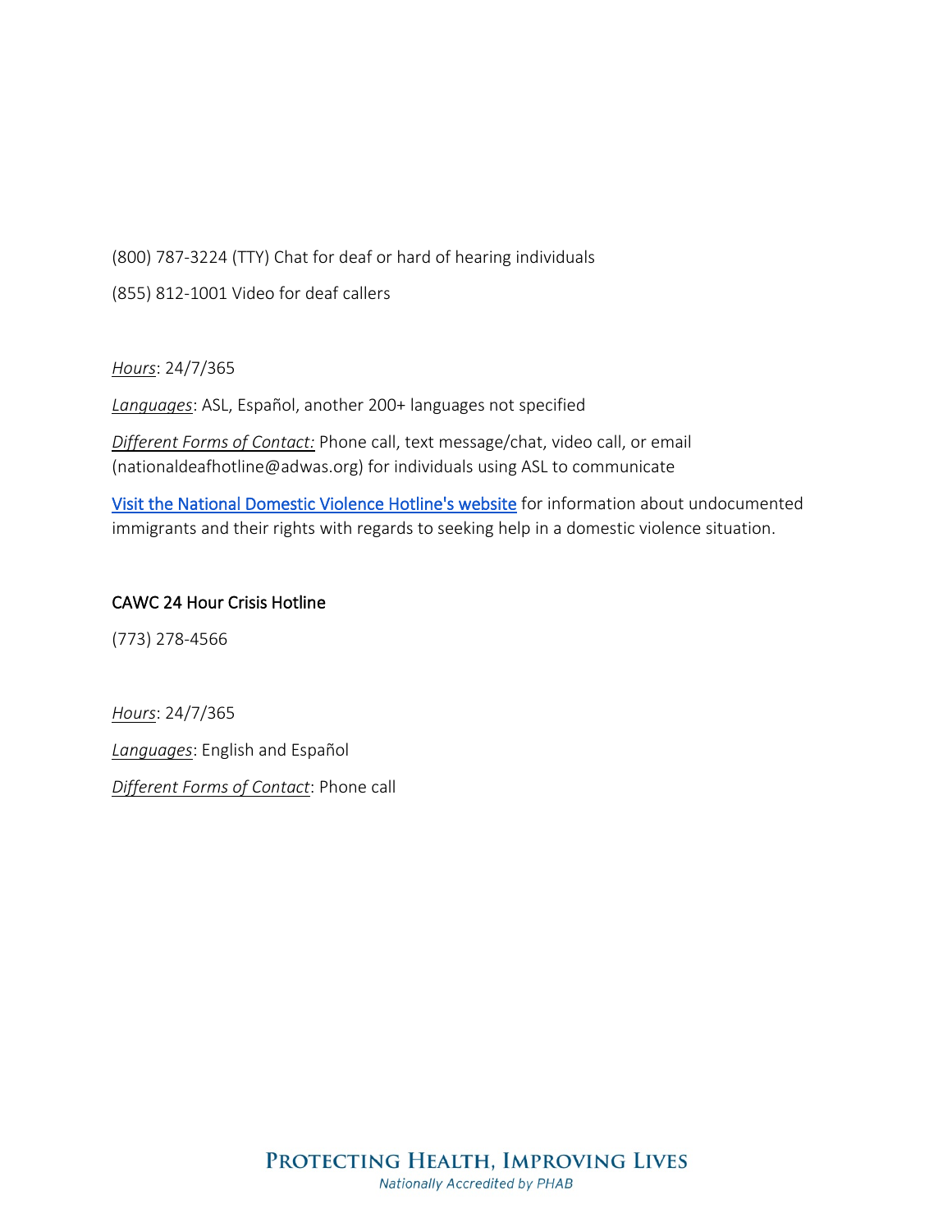(800) 787-3224 (TTY) Chat for deaf or hard of hearing individuals

(855) 812-1001 Video for deaf callers

*Hours*: 24/7/365

*Languages*: ASL, Español, another 200+ languages not specified

*Different Forms of Contact:* Phone call, text message/chat, video call, or email (nationaldeafhotline@adwas.org) for individuals using ASL to communicate

Visit the National Domestic Violence Hotline's website for information about undocumented immigrants and their rights with regards to seeking help in a domestic violence situation.

### CAWC 24 Hour Crisis Hotline

(773) 278-4566

*Hours*: 24/7/365

*Languages*: English and Español

*Different Forms of Contact*: Phone call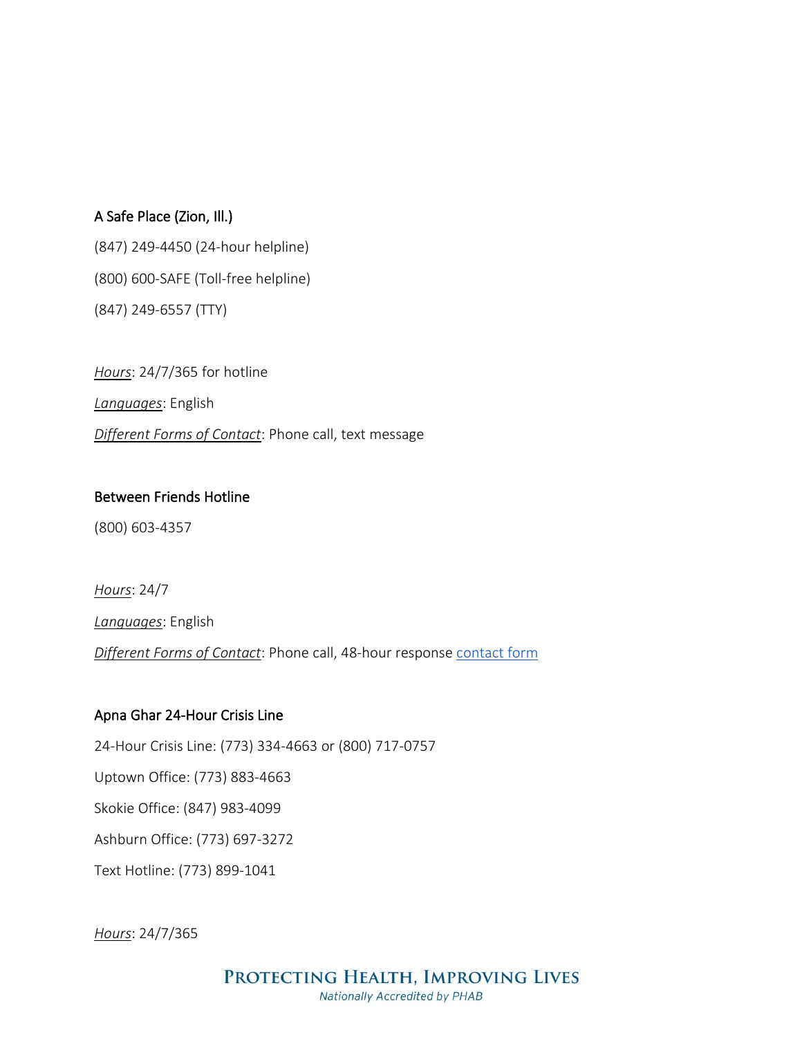### A Safe Place (Zion, Ill.)

(847) 249-4450 (24-hour helpline)

(800) 600-SAFE (Toll-free helpline)

(847) 249-6557 (TTY)

*Hours*: 24/7/365 for hotline

*Languages*: English

*Different Forms of Contact*: Phone call, text message

### Between Friends Hotline

(800) 603-4357

*Hours*: 24/7

*Languages*: English

*Different Forms of Contact*: Phone call, 48-hour response contact form

### Apna Ghar 24-Hour Crisis Line

24-Hour Crisis Line: (773) 334-4663 or (800) 717-0757

Uptown Office: (773) 883-4663

Skokie Office: (847) 983-4099

Ashburn Office: (773) 697-3272

Text Hotline: (773) 899-1041

*Hours*: 24/7/365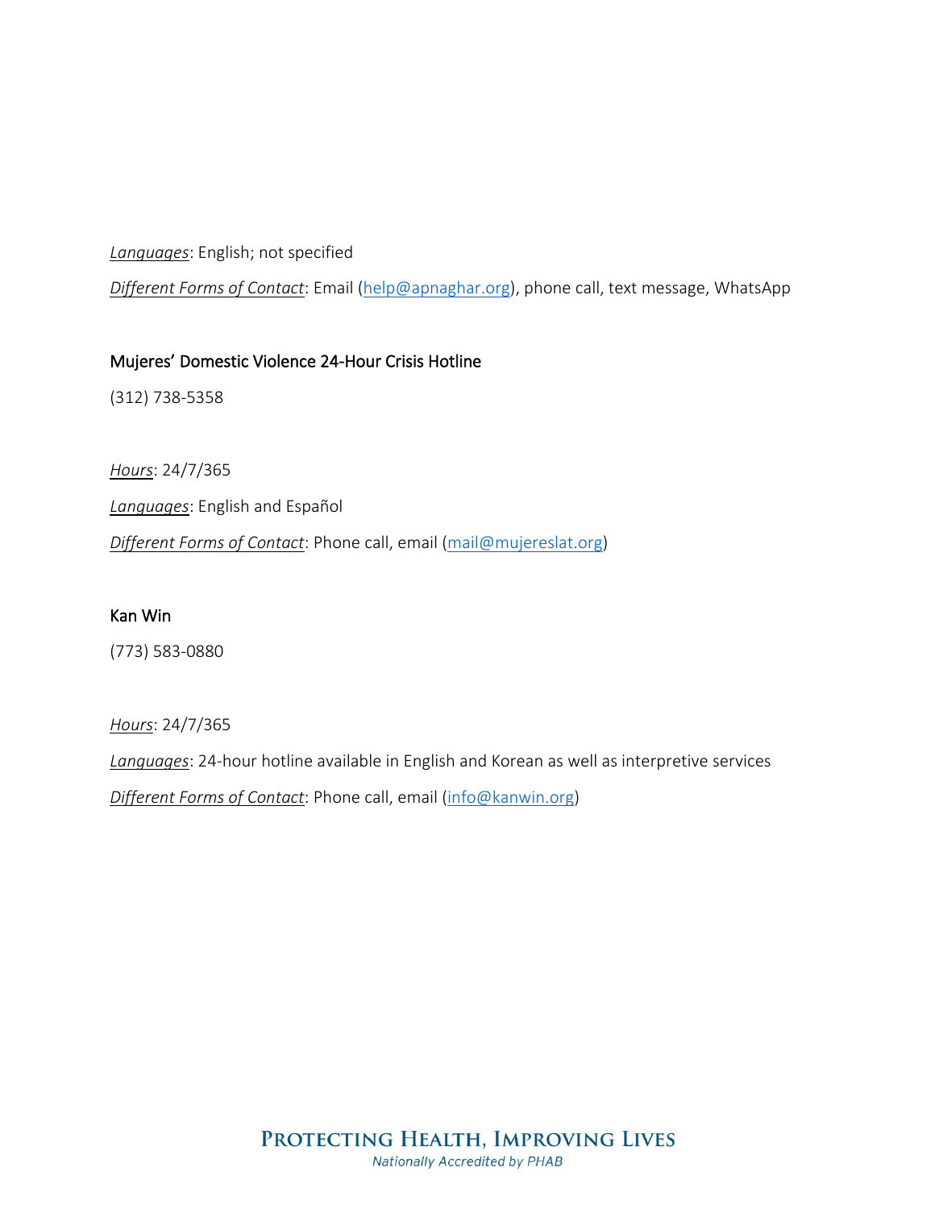*Languages*: English; not specified

*Different Forms of Contact*: Email (help@apnaghar.org), phone call, text message, WhatsApp

### Mujeres' Domestic Violence 24-Hour Crisis Hotline

(312) 738-5358

*Hours*: 24/7/365

*Languages*: English and Español

*Different Forms of Contact*: Phone call, email (mail@mujereslat.org)

### Kan Win

(773) 583-0880

*Hours*: 24/7/365

*Languages*: 24-hour hotline available in English and Korean as well as interpretive services

*Different Forms of Contact*: Phone call, email (info@kanwin.org)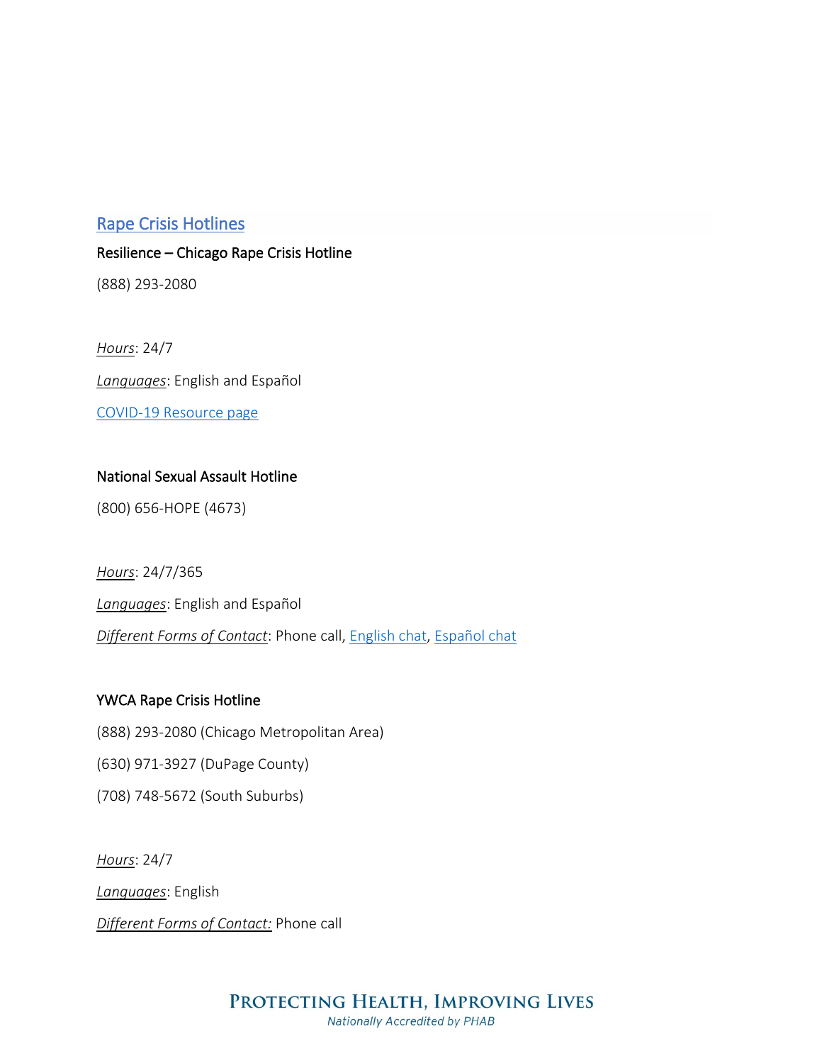## Rape Crisis Hotlines

**Resilience – Chicago Rape Crisis Hotline**

(888) 293-2080

*Hours*: 24/7

*Languages*: English and Español

COVID-19 Resource page

**National Sexual Assault Hotline**

(800) 656-HOPE (4673)

*Hours*: 24/7/365

*Languages*: English and Español

*Different Forms of Contact*: Phone call, English chat, Español chat

**YWCA Rape Crisis Hotline**

(888) 293-2080 (Chicago Metropolitan Area)

(630) 971-3927 (DuPage County)

(708) 748-5672 (South Suburbs)

*Hours*: 24/7

*Languages*: English

*Different Forms of Contact:* Phone call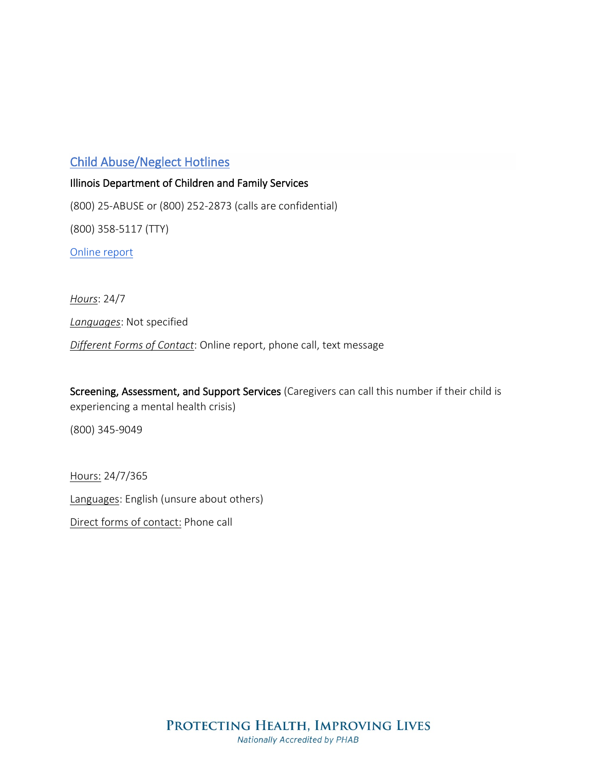## [Child Abuse/Neglect Hotlines]

**Illinois Department of Children and Family Services**

(800) 25-ABUSE or (800) 252-2873 (calls are confidential)

(800) 358-5117 (TTY)

[Online report]

*Hours*: 24/7

*Languages*: Not specified

*Different Forms of Contact*: Online report, phone call, text message

**Screening, Assessment, and Support Services** (Caregivers can call this number if their child is experiencing a mental health crisis)

(800) 345-9049

Hours: 24/7/365

Languages: English (unsure about others)

Direct forms of contact: Phone call